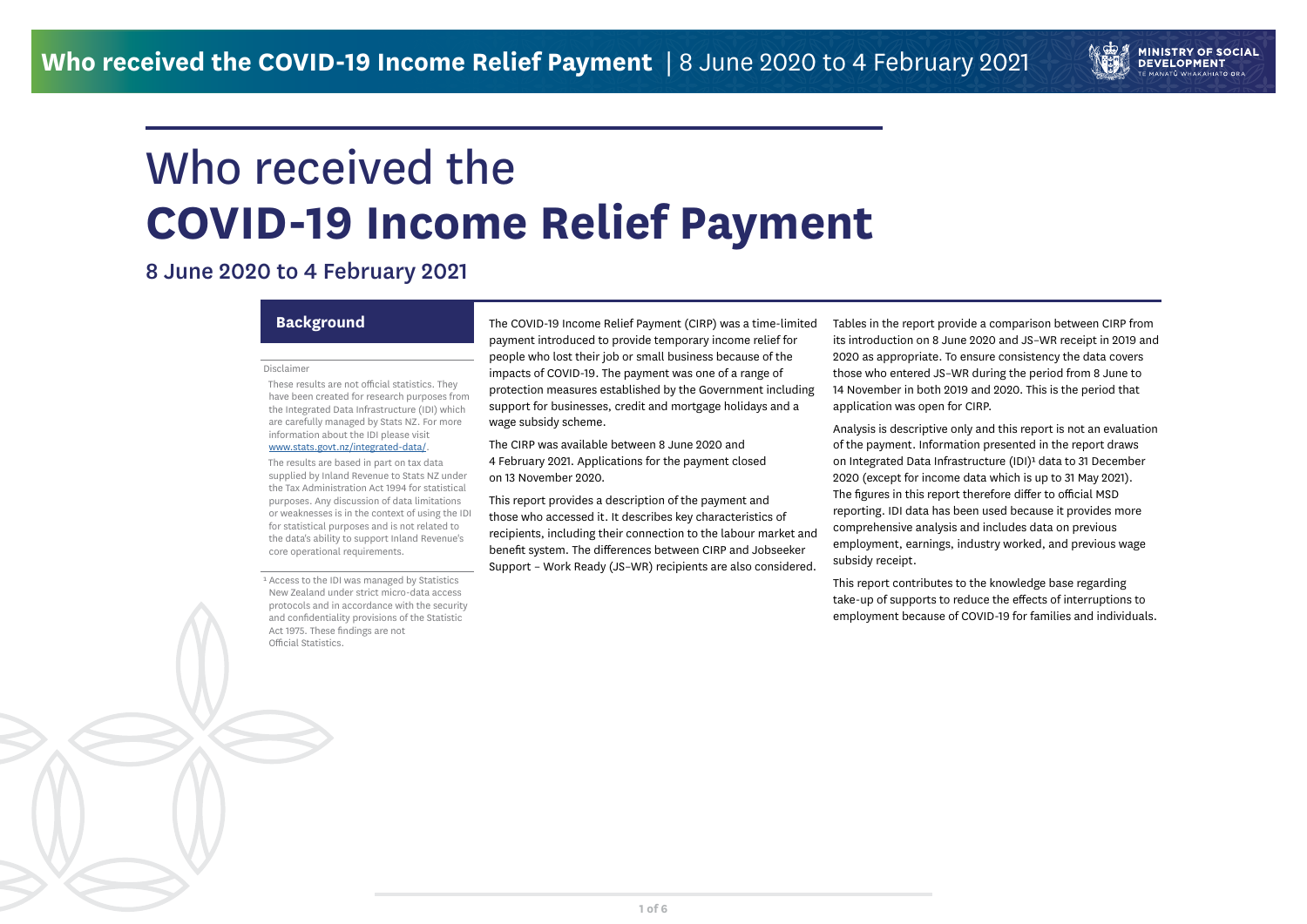# Who received the **COVID-19 Income Relief Payment**

## 8 June 2020 to 4 February 2021

### Background

Disclaimer

These results are not official statistics. They have been created for research purposes from the Integrated Data Infrastructure (IDI) which are carefully managed by Stats NZ. For more information about the IDI please visit www.stats.govt.nz/integrated-data/.

The results are based in part on tax data supplied by Inland Revenue to Stats NZ under the Tax Administration Act 1994 for statistical purposes. Any discussion of data limitations or weaknesses is in the context of using the IDI for statistical purposes and is not related to the data's ability to support Inland Revenue's core operational requirements.

[1] Access to the IDI was managed by Statistics New Zealand under strict micro-data access protocols and in accordance with the security and confidentiality provisions of the Statistic Act 1975. These findings are not Official Statistics.

The COVID-19 Income Relief Payment (CIRP) was a time-limited payment introduced to provide temporary income relief for people who lost their job or small business because of the impacts of COVID-19. The payment was one of a range of protection measures established by the Government including support for businesses, credit and mortgage holidays and a wage subsidy scheme.

The CIRP was available between 8 June 2020 and 4 February 2021. Applications for the payment closed on 13 November 2020.

This report provides a description of the payment and those who accessed it. It describes key characteristics of recipients, including their connection to the labour market and benefit system. The differences between CIRP and Jobseeker Support – Work Ready (JS–WR) recipients are also considered.

Tables in the report provide a comparison between CIRP from its introduction on 8 June 2020 and JS–WR receipt in 2019 and 2020 as appropriate. To ensure consistency the data covers those who entered JS–WR during the period from 8 June to 14 November in both 2019 and 2020. This is the period that application was open for CIRP.

Analysis is descriptive only and this report is not an evaluation of the payment. Information presented in the report draws on Integrated Data Infrastructure (IDI)[1] data to 31 December 2020 (except for income data which is up to 31 May 2021). The figures in this report therefore differ to official MSD reporting. IDI data has been used because it provides more comprehensive analysis and includes data on previous employment, earnings, industry worked, and previous wage subsidy receipt.

This report contributes to the knowledge base regarding take-up of supports to reduce the effects of interruptions to employment because of COVID-19 for families and individuals.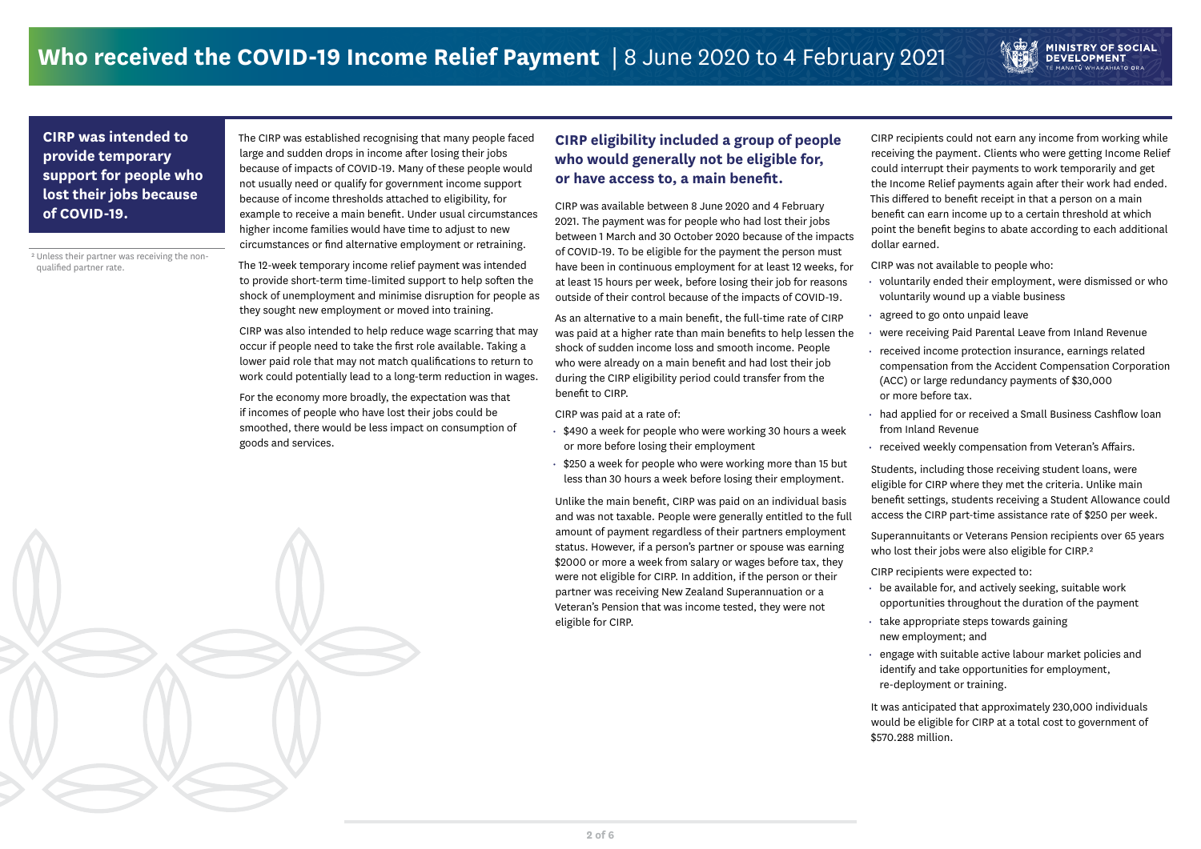# Who received the COVID-19 Income Relief Payment | 8 June 2020 to 4 February 2021

**CIRP was intended to provide temporary support for people who lost their jobs because of COVID-19.**

The CIRP was established recognising that many people faced large and sudden drops in income after losing their jobs because of impacts of COVID-19. Many of these people would not usually need or qualify for government income support because of income thresholds attached to eligibility, for example to receive a main benefit. Under usual circumstances higher income families would have time to adjust to new circumstances or find alternative employment or retraining.

The 12-week temporary income relief payment was intended to provide short-term time-limited support to help soften the shock of unemployment and minimise disruption for people as they sought new employment or moved into training.

CIRP was also intended to help reduce wage scarring that may occur if people need to take the first role available. Taking a lower paid role that may not match qualifications to return to work could potentially lead to a long-term reduction in wages.

For the economy more broadly, the expectation was that if incomes of people who have lost their jobs could be smoothed, there would be less impact on consumption of goods and services.

## CIRP eligibility included a group of people who would generally not be eligible for, or have access to, a main benefit.

CIRP was available between 8 June 2020 and 4 February 2021. The payment was for people who had lost their jobs between 1 March and 30 October 2020 because of the impacts of COVID-19. To be eligible for the payment the person must have been in continuous employment for at least 12 weeks, for at least 15 hours per week, before losing their job for reasons outside of their control because of the impacts of COVID-19.

As an alternative to a main benefit, the full-time rate of CIRP was paid at a higher rate than main benefits to help lessen the shock of sudden income loss and smooth income. People who were already on a main benefit and had lost their job during the CIRP eligibility period could transfer from the benefit to CIRP.

CIRP was paid at a rate of:

- $490 a week for people who were working 30 hours a week or more before losing their employment
- $250 a week for people who were working more than 15 but less than 30 hours a week before losing their employment.

Unlike the main benefit, CIRP was paid on an individual basis and was not taxable. People were generally entitled to the full amount of payment regardless of their partners employment status. However, if a person's partner or spouse was earning $2000 or more a week from salary or wages before tax, they were not eligible for CIRP. In addition, if the person or their partner was receiving New Zealand Superannuation or a Veteran's Pension that was income tested, they were not eligible for CIRP.

CIRP recipients could not earn any income from working while receiving the payment. Clients who were getting Income Relief could interrupt their payments to work temporarily and get the Income Relief payments again after their work had ended. This differed to benefit receipt in that a person on a main benefit can earn income up to a certain threshold at which point the benefit begins to abate according to each additional dollar earned.

CIRP was not available to people who:

- voluntarily ended their employment, were dismissed or who voluntarily wound up a viable business
- agreed to go onto unpaid leave
- were receiving Paid Parental Leave from Inland Revenue
- received income protection insurance, earnings related compensation from the Accident Compensation Corporation (ACC) or large redundancy payments of $30,000 or more before tax.
- had applied for or received a Small Business Cashflow loan from Inland Revenue
- received weekly compensation from Veteran's Affairs.

Students, including those receiving student loans, were eligible for CIRP where they met the criteria. Unlike main benefit settings, students receiving a Student Allowance could access the CIRP part-time assistance rate of $250 per week.

Superannuitants or Veterans Pension recipients over 65 years who lost their jobs were also eligible for CIRP.[2]

CIRP recipients were expected to:

- be available for, and actively seeking, suitable work opportunities throughout the duration of the payment
- take appropriate steps towards gaining new employment; and
- engage with suitable active labour market policies and identify and take opportunities for employment, re-deployment or training.

It was anticipated that approximately 230,000 individuals would be eligible for CIRP at a total cost to government of $570.288 million.

[2] Unless their partner was receiving the non-qualified partner rate.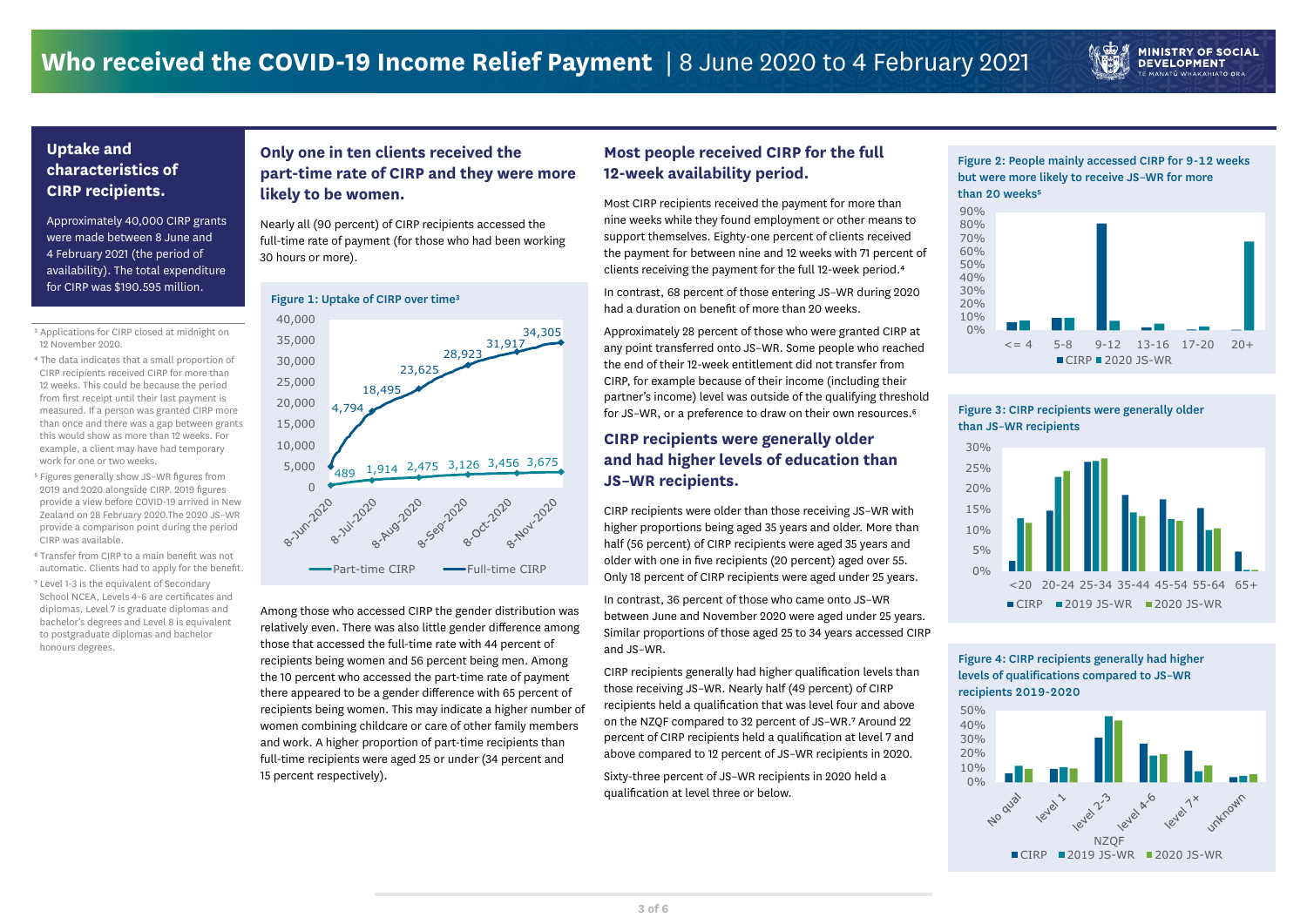# Who received the COVID-19 Income Relief Payment | 8 June 2020 to 4 February 2021

## Uptake and characteristics of CIRP recipients.

Approximately 40,000 CIRP grants were made between 8 June and 4 February 2021 (the period of availability). The total expenditure for CIRP was $190.595 million.

## Only one in ten clients received the part-time rate of CIRP and they were more likely to be women.

Nearly all (90 percent) of CIRP recipients accessed the full-time rate of payment (for those who had been working 30 hours or more).

**Figure 1: Uptake of CIRP over time**[3]

| Date | Part-time CIRP | Full-time CIRP |
|---|---|---|
| 8-Jun-2020 | 489 | 4,794 |
| 8-Jul-2020 | 1,914 | 18,495 |
| 8-Aug-2020 | 2,475 | 23,625 |
| 8-Sep-2020 | 3,126 | 28,923 |
| 8-Oct-2020 | 3,456 | 31,917 |
| 8-Nov-2020 | 3,675 | 34,305 |

Among those who accessed CIRP the gender distribution was relatively even. There was also little gender difference among those that accessed the full-time rate with 44 percent of recipients being women and 56 percent being men. Among the 10 percent who accessed the part-time rate of payment there appeared to be a gender difference with 65 percent of recipients being women. This may indicate a higher number of women combining childcare or care of other family members and work. A higher proportion of part-time recipients than full-time recipients were aged 25 or under (34 percent and 15 percent respectively).

## Most people received CIRP for the full 12-week availability period.

Most CIRP recipients received the payment for more than nine weeks while they found employment or other means to support themselves. Eighty-one percent of clients received the payment for between nine and 12 weeks with 71 percent of clients receiving the payment for the full 12-week period.[4]

In contrast, 68 percent of those entering JS–WR during 2020 had a duration on benefit of more than 20 weeks.

Approximately 28 percent of those who were granted CIRP at any point transferred onto JS–WR. Some people who reached the end of their 12-week entitlement did not transfer from CIRP, for example because of their income (including their partner's income) level was outside of the qualifying threshold for JS–WR, or a preference to draw on their own resources.[6]

## CIRP recipients were generally older and had higher levels of education than JS–WR recipients.

CIRP recipients were older than those receiving JS–WR with higher proportions being aged 35 years and older. More than half (56 percent) of CIRP recipients were aged 35 years and older with one in five recipients (20 percent) aged over 55. Only 18 percent of CIRP recipients were aged under 25 years.

In contrast, 36 percent of those who came onto JS–WR between June and November 2020 were aged under 25 years. Similar proportions of those aged 25 to 34 years accessed CIRP and JS–WR.

CIRP recipients generally had higher qualification levels than those receiving JS–WR. Nearly half (49 percent) of CIRP recipients held a qualification that was level four and above on the NZQF compared to 32 percent of JS–WR.[7] Around 22 percent of CIRP recipients held a qualification at level 7 and above compared to 12 percent of JS–WR recipients in 2020.

Sixty-three percent of JS–WR recipients in 2020 held a qualification at level three or below.

**Figure 2: People mainly accessed CIRP for 9-12 weeks but were more likely to receive JS–WR for more than 20 weeks**[5]

Weeks: <= 4, 5-8, 9-12, 13-16, 17-20, 20+ (CIRP, 2020 JS–WR)

**Figure 3: CIRP recipients were generally older than JS–WR recipients**

Age: <20, 20-24, 25-34, 35-44, 45-54, 55-64, 65+ (CIRP, 2019 JS–WR, 2020 JS–WR)

**Figure 4: CIRP recipients generally had higher levels of qualifications compared to JS–WR recipients 2019-2020**

NZQF: No qual, level 1, level 2-3, level 4-6, level 7+, unknown (CIRP, 2019 JS–WR, 2020 JS–WR)

---

[3] Applications for CIRP closed at midnight on 12 November 2020.

[4] The data indicates that a small proportion of CIRP recipients received CIRP for more than 12 weeks. This could be because the period from first receipt until their last payment is measured. If a person was granted CIRP more than once and there was a gap between grants this would show as more than 12 weeks. For example, a client may have had temporary work for one or two weeks.

[5] Figures generally show JS–WR figures from 2019 and 2020 alongside CIRP. 2019 figures provide a view before COVID-19 arrived in New Zealand on 28 February 2020.The 2020 JS–WR provide a comparison point during the period CIRP was available.

[6] Transfer from CIRP to a main benefit was not automatic. Clients had to apply for the benefit.

[7] Level 1-3 is the equivalent of Secondary School NCEA, Levels 4-6 are certificates and diplomas, Level 7 is graduate diplomas and bachelor's degrees and Level 8 is equivalent to postgraduate diplomas and bachelor honours degrees.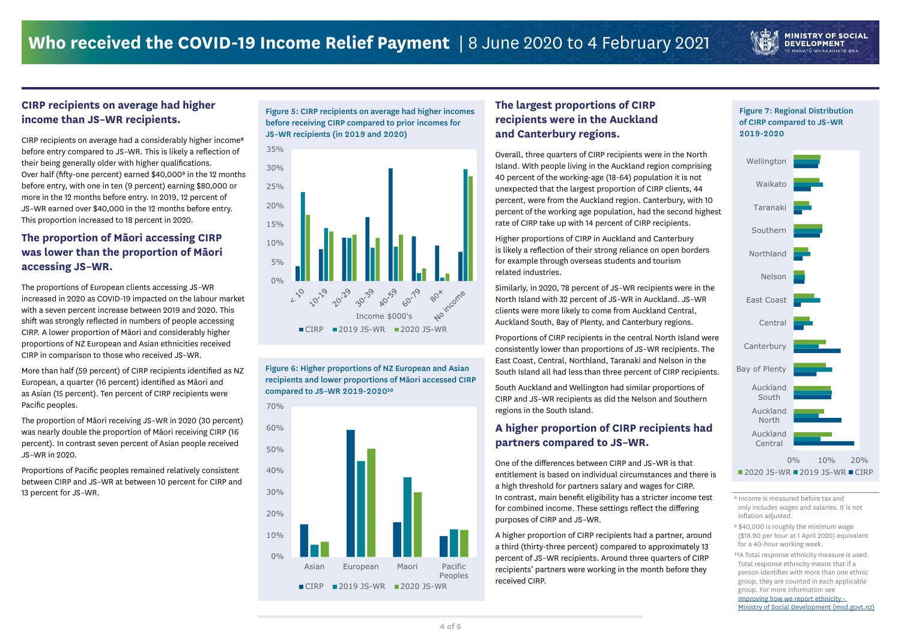# Who received the COVID-19 Income Relief Payment | 8 June 2020 to 4 February 2021

## CIRP recipients on average had higher income than JS–WR recipients.

CIRP recipients on average had a considerably higher income[8] before entry compared to JS–WR. This is likely a reflection of their being generally older with higher qualifications. Over half (fifty-one percent) earned $40,000[9] in the 12 months before entry, with one in ten (9 percent) earning $80,000 or more in the 12 months before entry. In 2019, 12 percent of JS–WR earned over $40,000 in the 12 months before entry. This proportion increased to 18 percent in 2020.

## The proportion of Māori accessing CIRP was lower than the proportion of Māori accessing JS–WR.

The proportions of European clients accessing JS–WR increased in 2020 as COVID-19 impacted on the labour market with a seven percent increase between 2019 and 2020. This shift was strongly reflected in numbers of people accessing CIRP. A lower proportion of Māori and considerably higher proportions of NZ European and Asian ethnicities received CIRP in comparison to those who received JS–WR.

More than half (59 percent) of CIRP recipients identified as NZ European, a quarter (16 percent) identified as Māori and as Asian (15 percent). Ten percent of CIRP recipients were Pacific peoples.

The proportion of Māori receiving JS–WR in 2020 (30 percent) was nearly double the proportion of Māori receiving CIRP (16 percent). In contrast seven percent of Asian people received JS–WR in 2020.

Proportions of Pacific peoples remained relatively consistent between CIRP and JS–WR at between 10 percent for CIRP and 13 percent for JS–WR.

**Figure 5: CIRP recipients on average had higher incomes before receiving CIRP compared to prior incomes for JS–WR recipients (in 2019 and 2020)**

**Figure 6: Higher proportions of NZ European and Asian recipients and lower proportions of Māori accessed CIRP compared to JS–WR 2019-2020[10]**

## The largest proportions of CIRP recipients were in the Auckland and Canterbury regions.

Overall, three quarters of CIRP recipients were in the North Island. With people living in the Auckland region comprising 40 percent of the working-age (18-64) population it is not unexpected that the largest proportion of CIRP clients, 44 percent, were from the Auckland region. Canterbury, with 10 percent of the working age population, had the second highest rate of CIRP take up with 14 percent of CIRP recipients.

Higher proportions of CIRP recipients in Auckland and Canterbury is likely a reflection of their strong reliance on open borders for example through overseas students and tourism related industries.

Similarly, in 2020, 78 percent of JS–WR recipients were in the North Island with 32 percent of JS–WR in Auckland. JS–WR clients were more likely to come from Auckland Central, Auckland South, Bay of Plenty, and Canterbury regions.

Proportions of CIRP recipients in the central North Island were consistently lower than proportions of JS–WR recipients. The East Coast, Central, Northland, Taranaki and Nelson in the South Island all had less than three percent of CIRP recipients.

South Auckland and Wellington had similar proportions of CIRP and JS–WR recipients as did the Nelson and Southern regions in the South Island.

## A higher proportion of CIRP recipients had partners compared to JS–WR.

One of the differences between CIRP and JS–WR is that entitlement is based on individual circumstances and there is a high threshold for partners salary and wages for CIRP. In contrast, main benefit eligibility has a stricter income test for combined income. These settings reflect the differing purposes of CIRP and JS–WR.

A higher proportion of CIRP recipients had a partner, around a third (thirty-three percent) compared to approximately 13 percent of JS–WR recipients. Around three quarters of CIRP recipients' partners were working in the month before they received CIRP.

**Figure 7: Regional Distribution of CIRP compared to JS–WR 2019-2020**

[8] Income is measured before tax and only includes wages and salaries. It is not inflation adjusted.

[9] $40,000 is roughly the minimum wage ($18.90 per hour at 1 April 2020) equivalent for a 40-hour working week.

[10] A Total response ethnicity measure is used. Total response ethnicity means that if a person identifies with more than one ethnic group, they are counted in each applicable group. For more information see [Improving how we report ethnicity - Ministry of Social Development (msd.govt.nz)]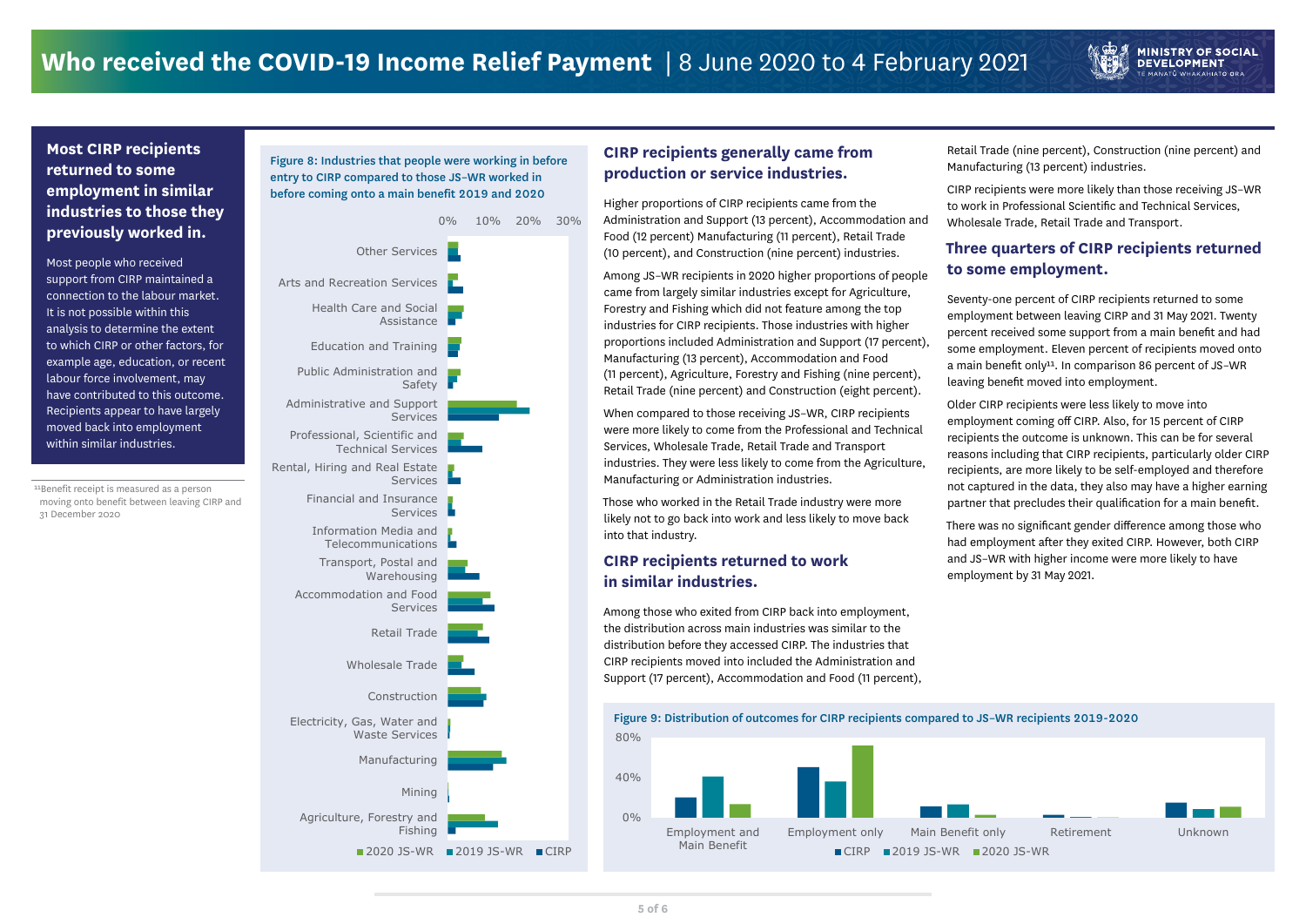# Who received the COVID-19 Income Relief Payment | 8 June 2020 to 4 February 2021

**Most CIRP recipients returned to some employment in similar industries to those they previously worked in.**

Most people who received support from CIRP maintained a connection to the labour market. It is not possible within this analysis to determine the extent to which CIRP or other factors, for example age, education, or recent labour force involvement, may have contributed to this outcome. Recipients appear to have largely moved back into employment within similar industries.

Figure 8: Industries that people were working in before entry to CIRP compared to those JS–WR worked in before coming onto a main benefit 2019 and 2020

## CIRP recipients generally came from production or service industries.

Higher proportions of CIRP recipients came from the Administration and Support (13 percent), Accommodation and Food (12 percent) Manufacturing (11 percent), Retail Trade (10 percent), and Construction (nine percent) industries.

Among JS–WR recipients in 2020 higher proportions of people came from largely similar industries except for Agriculture, Forestry and Fishing which did not feature among the top industries for CIRP recipients. Those industries with higher proportions included Administration and Support (17 percent), Manufacturing (13 percent), Accommodation and Food (11 percent), Agriculture, Forestry and Fishing (nine percent), Retail Trade (nine percent) and Construction (eight percent).

When compared to those receiving JS–WR, CIRP recipients were more likely to come from the Professional and Technical Services, Wholesale Trade, Retail Trade and Transport industries. They were less likely to come from the Agriculture, Manufacturing or Administration industries.

Those who worked in the Retail Trade industry were more likely not to go back into work and less likely to move back into that industry.

## CIRP recipients returned to work in similar industries.

Among those who exited from CIRP back into employment, the distribution across main industries was similar to the distribution before they accessed CIRP. The industries that CIRP recipients moved into included the Administration and Support (17 percent), Accommodation and Food (11 percent), Retail Trade (nine percent), Construction (nine percent) and Manufacturing (13 percent) industries.

CIRP recipients were more likely than those receiving JS–WR to work in Professional Scientific and Technical Services, Wholesale Trade, Retail Trade and Transport.

## Three quarters of CIRP recipients returned to some employment.

Seventy-one percent of CIRP recipients returned to some employment between leaving CIRP and 31 May 2021. Twenty percent received some support from a main benefit and had some employment. Eleven percent of recipients moved onto a main benefit only[11]. In comparison 86 percent of JS–WR leaving benefit moved into employment.

Older CIRP recipients were less likely to move into employment coming off CIRP. Also, for 15 percent of CIRP recipients the outcome is unknown. This can be for several reasons including that CIRP recipients, particularly older CIRP recipients, are more likely to be self-employed and therefore not captured in the data, they also may have a higher earning partner that precludes their qualification for a main benefit.

There was no significant gender difference among those who had employment after they exited CIRP. However, both CIRP and JS–WR with higher income were more likely to have employment by 31 May 2021.

Figure 9: Distribution of outcomes for CIRP recipients compared to JS–WR recipients 2019-2020

[11]Benefit receipt is measured as a person moving onto benefit between leaving CIRP and 31 December 2020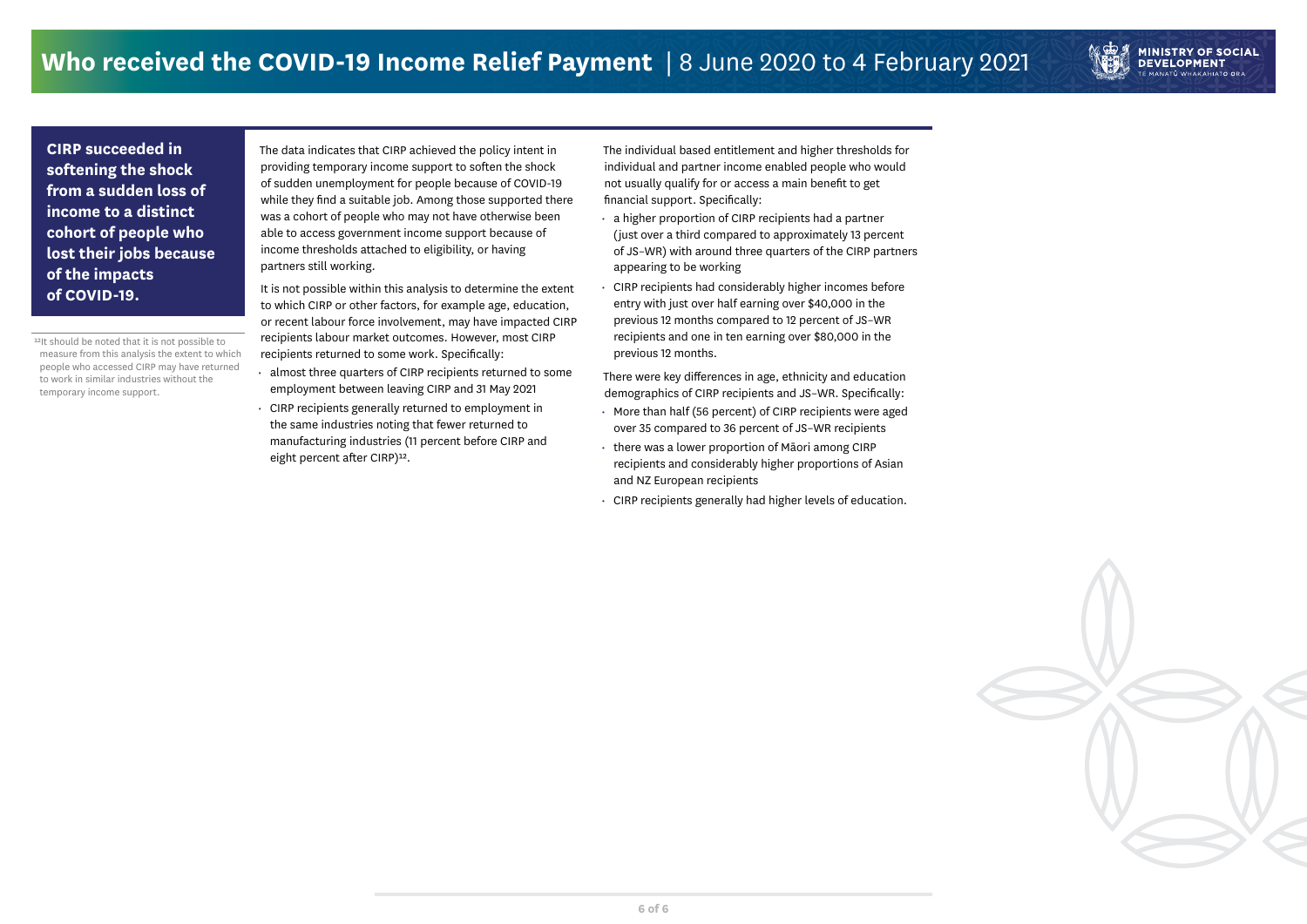**CIRP succeeded in softening the shock from a sudden loss of income to a distinct cohort of people who lost their jobs because of the impacts of COVID-19.**

The data indicates that CIRP achieved the policy intent in providing temporary income support to soften the shock of sudden unemployment for people because of COVID-19 while they find a suitable job. Among those supported there was a cohort of people who may not have otherwise been able to access government income support because of income thresholds attached to eligibility, or having partners still working.

It is not possible within this analysis to determine the extent to which CIRP or other factors, for example age, education, or recent labour force involvement, may have impacted CIRP recipients labour market outcomes. However, most CIRP recipients returned to some work. Specifically:

- almost three quarters of CIRP recipients returned to some employment between leaving CIRP and 31 May 2021
- CIRP recipients generally returned to employment in the same industries noting that fewer returned to manufacturing industries (11 percent before CIRP and eight percent after CIRP)[12].

The individual based entitlement and higher thresholds for individual and partner income enabled people who would not usually qualify for or access a main benefit to get financial support. Specifically:

- a higher proportion of CIRP recipients had a partner (just over a third compared to approximately 13 percent of JS–WR) with around three quarters of the CIRP partners appearing to be working
- CIRP recipients had considerably higher incomes before entry with just over half earning over $40,000 in the previous 12 months compared to 12 percent of JS–WR recipients and one in ten earning over $80,000 in the previous 12 months.

There were key differences in age, ethnicity and education demographics of CIRP recipients and JS–WR. Specifically:

- More than half (56 percent) of CIRP recipients were aged over 35 compared to 36 percent of JS–WR recipients
- there was a lower proportion of Māori among CIRP recipients and considerably higher proportions of Asian and NZ European recipients
- CIRP recipients generally had higher levels of education.

[12] It should be noted that it is not possible to measure from this analysis the extent to which people who accessed CIRP may have returned to work in similar industries without the temporary income support.